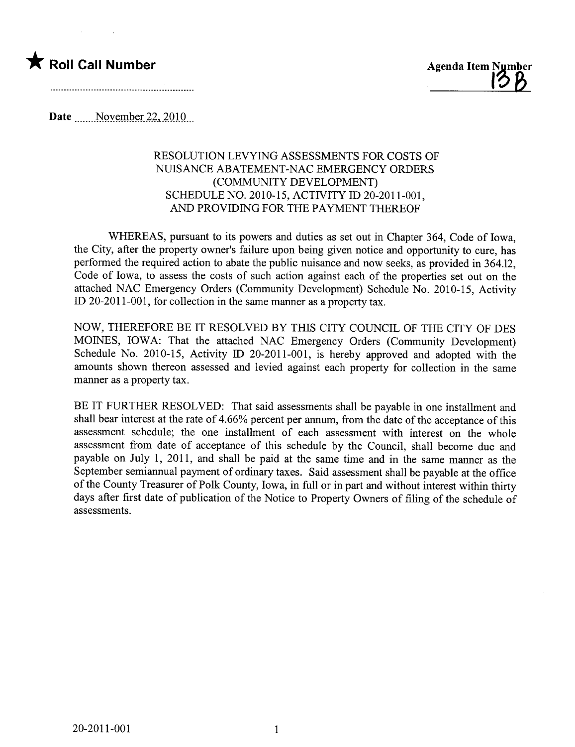★ **Roll Call Number**

**Agenda Item Number**
**13B**

**Date** November 22, 2010

RESOLUTION LEVYING ASSESSMENTS FOR COSTS OF
NUISANCE ABATEMENT-NAC EMERGENCY ORDERS
(COMMUNITY DEVELOPMENT)
SCHEDULE NO. 2010-15, ACTIVITY ID 20-2011-001,
AND PROVIDING FOR THE PAYMENT THEREOF

WHEREAS, pursuant to its powers and duties as set out in Chapter 364, Code of Iowa, the City, after the property owner's failure upon being given notice and opportunity to cure, has performed the required action to abate the public nuisance and now seeks, as provided in 364.12, Code of Iowa, to assess the costs of such action against each of the properties set out on the attached NAC Emergency Orders (Community Development) Schedule No. 2010-15, Activity ID 20-2011-001, for collection in the same manner as a property tax.

NOW, THEREFORE BE IT RESOLVED BY THIS CITY COUNCIL OF THE CITY OF DES MOINES, IOWA: That the attached NAC Emergency Orders (Community Development) Schedule No. 2010-15, Activity ID 20-2011-001, is hereby approved and adopted with the amounts shown thereon assessed and levied against each property for collection in the same manner as a property tax.

BE IT FURTHER RESOLVED: That said assessments shall be payable in one installment and shall bear interest at the rate of 4.66% percent per annum, from the date of the acceptance of this assessment schedule; the one installment of each assessment with interest on the whole assessment from date of acceptance of this schedule by the Council, shall become due and payable on July 1, 2011, and shall be paid at the same time and in the same manner as the September semiannual payment of ordinary taxes. Said assessment shall be payable at the office of the County Treasurer of Polk County, Iowa, in full or in part and without interest within thirty days after first date of publication of the Notice to Property Owners of filing of the schedule of assessments.

20-2011-001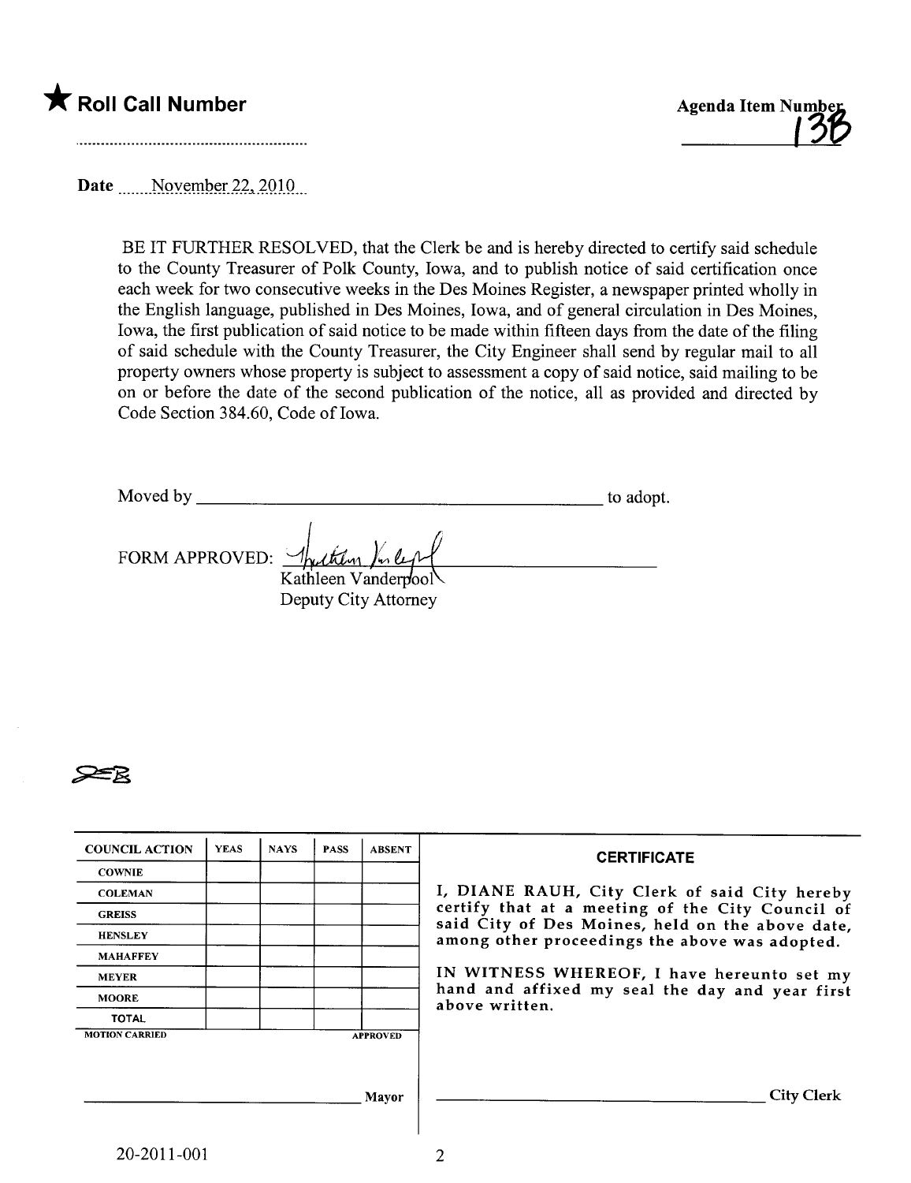★ **Roll Call Number**

..........................................................

**Agenda Item Number**

**13B**

**Date** November 22, 2010

BE IT FURTHER RESOLVED, that the Clerk be and is hereby directed to certify said schedule to the County Treasurer of Polk County, Iowa, and to publish notice of said certification once each week for two consecutive weeks in the Des Moines Register, a newspaper printed wholly in the English language, published in Des Moines, Iowa, and of general circulation in Des Moines, Iowa, the first publication of said notice to be made within fifteen days from the date of the filing of said schedule with the County Treasurer, the City Engineer shall send by regular mail to all property owners whose property is subject to assessment a copy of said notice, said mailing to be on or before the date of the second publication of the notice, all as provided and directed by Code Section 384.60, Code of Iowa.

Moved by ____________________________________________ to adopt.

FORM APPROVED: ____________________________________________

Kathleen Vanderpool
Deputy City Attorney

| COUNCIL ACTION | YEAS | NAYS | PASS | ABSENT |
|---|---|---|---|---|
| COWNIE | | | | |
| COLEMAN | | | | |
| GREISS | | | | |
| HENSLEY | | | | |
| MAHAFFEY | | | | |
| MEYER | | | | |
| MOORE | | | | |
| TOTAL | | | | |

MOTION CARRIED APPROVED

______________________________ Mayor

**CERTIFICATE**

I, DIANE RAUH, City Clerk of said City hereby certify that at a meeting of the City Council of said City of Des Moines, held on the above date, among other proceedings the above was adopted.

IN WITNESS WHEREOF, I have hereunto set my hand and affixed my seal the day and year first above written.

______________________________ City Clerk

20-2011-001